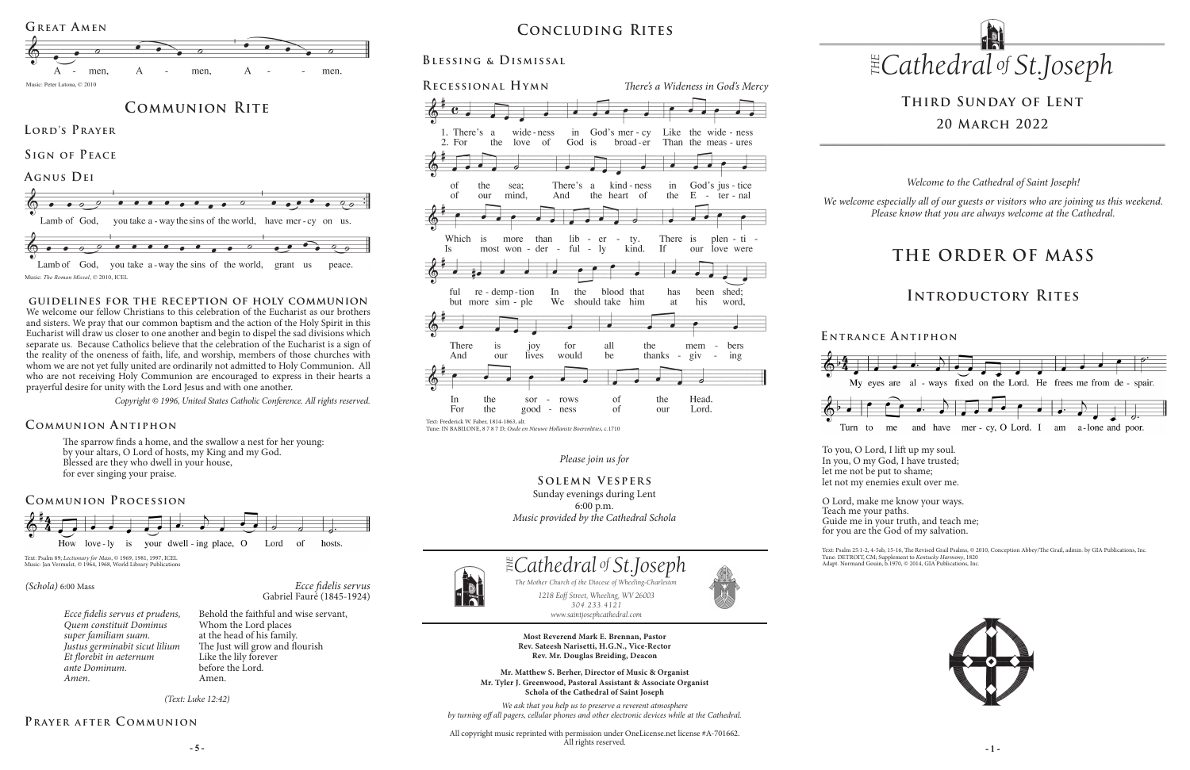## Great Amen

Amen, Amen, Amen.

Music: Peter Latona, © 2010

# Communion Rite

### Lord's Prayer

### Sign of Peace

### Agnus Dei

Lamb of God, you take away the sins of the world, have mercy on us.

Lamb of God, you take away the sins of the world, grant us peace.

Music: *The Roman Missal*, © 2010, ICEL

#### Guidelines for the Reception of Holy Communion

We welcome our fellow Christians to this celebration of the Eucharist as our brothers and sisters. We pray that our common baptism and the action of the Holy Spirit in this Eucharist will draw us closer to one another and begin to dispel the sad divisions which separate us. Because Catholics believe that the celebration of the Eucharist is a sign of the reality of the oneness of faith, life, and worship, members of those churches with whom we are not yet fully united are ordinarily not admitted to Holy Communion. All who are not receiving Holy Communion are encouraged to express in their hearts a prayerful desire for unity with the Lord Jesus and with one another.

*Copyright © 1996, United States Catholic Conference. All rights reserved.*

### Communion Antiphon

The sparrow finds a home, and the swallow a nest for her young:
by your altars, O Lord of hosts, my King and my God.
Blessed are they who dwell in your house,
for ever singing your praise.

### Communion Procession

How lovely is your dwelling place, O Lord of hosts.

Text: Psalm 89; *Lectionary for Mass*, © 1969, 1981, 1997, ICEL
Music: Jan Vermulst, © 1964, 1968, World Library Publications

*(Schola)* 6:00 Mass — *Ecce fidelis servus*
Gabriel Fauré (1845-1924)

| | |
|---|---|
| *Ecce fidelis servus et prudens,* | Behold the faithful and wise servant, |
| *Quem constituit Dominus* | Whom the Lord places |
| *super familiam suam.* | at the head of his family. |
| *Justus germinabit sicut lilium* | The Just will grow and flourish |
| *Et florebit in aeternum* | Like the lily forever |
| *ante Dominum.* | before the Lord. |
| *Amen.* | Amen. |

*(Text: Luke 12:42)*

### Prayer after Communion

# Concluding Rites

### Blessing & Dismissal

### Recessional Hymn — *There's a Wideness in God's Mercy*

1. There's a wideness in God's mercy Like the wideness of the sea; There's a kindness in God's justice Which is more than liberty. There is plentiful redemption In the blood that has been shed; There is joy for all the members In the sorrows of the Head.

2. For the love of God is broader Than the measures of our mind, And the heart of the Eternal Is most wonderfully kind. If our love were but more simple We should take him at his word, And our lives would be thanksgiving For the goodness of our Lord.

Text: Frederick W. Faber, 1814-1863, alt.
Tune: IN BABILONE, 8 7 8 7 D; *Oude en Nieuwe Hollanste Boerenlities*, c.1710

*Please join us for*

**Solemn Vespers**
Sunday evenings during Lent
6:00 p.m.
*Music provided by the Cathedral Schola*

*The Cathedral of St. Joseph*
*The Mother Church of the Diocese of Wheeling-Charleston*
*1218 Eoff Street, Wheeling, WV 26003*
*304.233.4121*
*www.saintjosephcathedral.com*

**Most Reverend Mark E. Brennan, Pastor**
**Rev. Sateesh Narisetti, H.G.N., Vice-Rector**
**Rev. Mr. Douglas Breiding, Deacon**

**Mr. Matthew S. Berher, Director of Music & Organist**
**Mr. Tyler J. Greenwood, Pastoral Assistant & Associate Organist**
**Schola of the Cathedral of Saint Joseph**

*We ask that you help us to preserve a reverent atmosphere by turning off all pagers, cellular phones and other electronic devices while at the Cathedral.*

All copyright music reprinted with permission under OneLicense.net license #A-701662. All rights reserved.

# *The Cathedral of St. Joseph*

## Third Sunday of Lent
## 20 March 2022

*Welcome to the Cathedral of Saint Joseph!*

*We welcome especially all of our guests or visitors who are joining us this weekend. Please know that you are always welcome at the Cathedral.*

# The Order of Mass

# Introductory Rites

### Entrance Antiphon

My eyes are always fixed on the Lord. He frees me from despair. Turn to me and have mercy, O Lord. I am alone and poor.

To you, O Lord, I lift up my soul.
In you, O my God, I have trusted;
let me not be put to shame;
let not my enemies exult over me.

O Lord, make me know your ways.
Teach me your paths.
Guide me in your truth, and teach me;
for you are the God of my salvation.

Text: Psalm 25:1-2, 4-5ab, 15-16, The Revised Grail Psalms, © 2010, Conception Abbey/The Grail, admin. by GIA Publications, Inc.
Tune: DETROIT, CM; Supplement to *Kentucky Harmony*, 1820
Adapt. Normand Gouin, b.1970, © 2014, GIA Publications, Inc.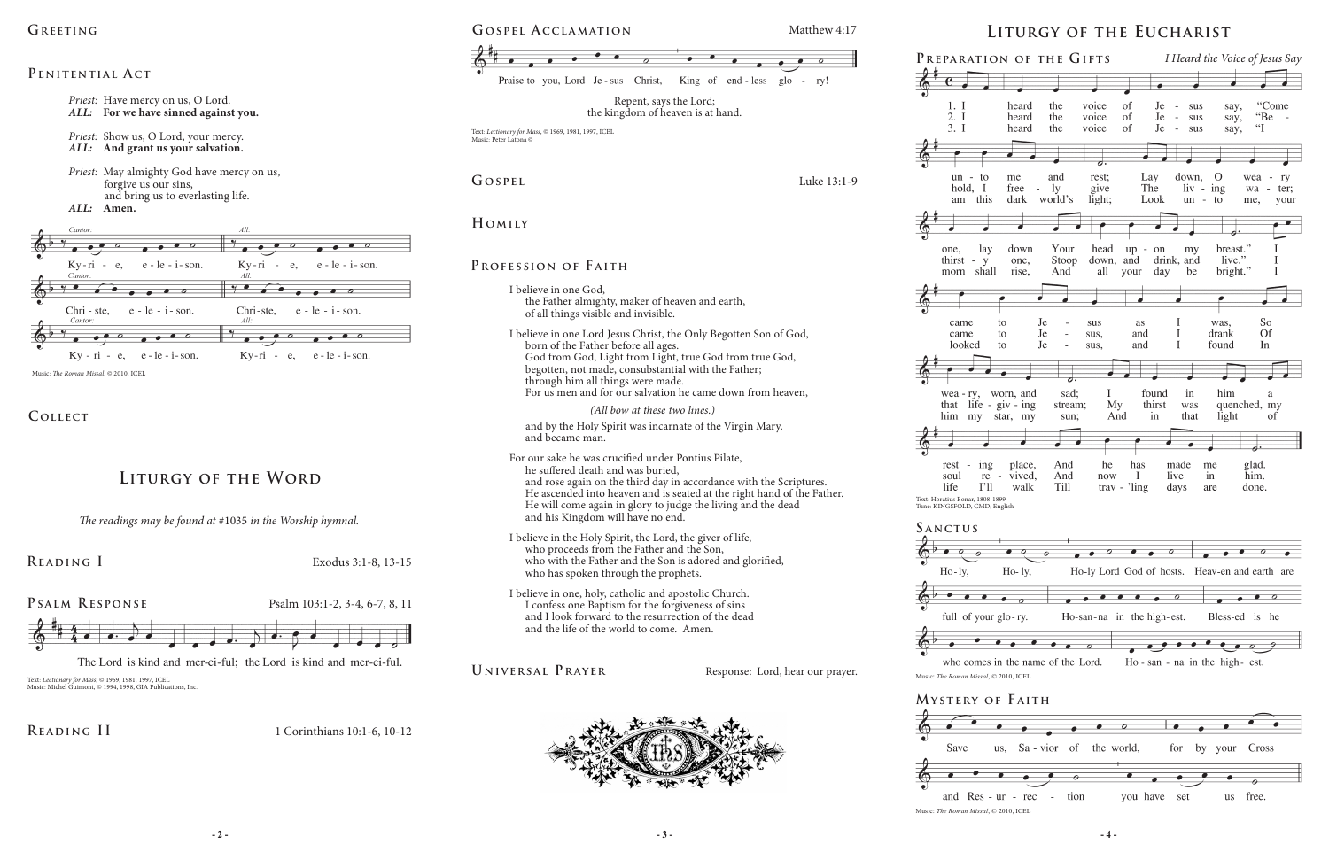## Greeting

## Penitential Act

*Priest:* Have mercy on us, O Lord.
***ALL:* For we have sinned against you.**

*Priest:* Show us, O Lord, your mercy.
***ALL:* And grant us your salvation.**

*Priest:* May almighty God have mercy on us,
forgive us our sins,
and bring us to everlasting life.
***ALL:* Amen.**

*Cantor:* Ky-ri - e, e-le-i-son. *All:* Ky-ri - e, e-le-i-son.
*Cantor:* Chri-ste, e-le-i-son. *All:* Chri-ste, e-le-i-son.
*Cantor:* Ky-ri - e, e-le-i-son. *All:* Ky-ri - e, e-le-i-son.

Music: *The Roman Missal*, © 2010, ICEL

## Collect

# Liturgy of the Word

*The readings may be found at #1035 in the Worship hymnal.*

## Reading I

Exodus 3:1-8, 13-15

## Psalm Response

Psalm 103:1-2, 3-4, 6-7, 8, 11

The Lord is kind and mer-ci-ful; the Lord is kind and mer-ci-ful.

Text: *Lectionary for Mass*, © 1969, 1981, 1997, ICEL
Music: Michel Guimont, © 1994, 1998, GIA Publications, Inc.

## Reading II

1 Corinthians 10:1-6, 10-12

## Gospel Acclamation

Matthew 4:17

Praise to you, Lord Je-sus Christ, King of end-less glo - ry!

Repent, says the Lord;
the kingdom of heaven is at hand.

Text: *Lectionary for Mass*, © 1969, 1981, 1997, ICEL
Music: Peter Latona ©

## Gospel

Luke 13:1-9

## Homily

## Profession of Faith

I believe in one God,
the Father almighty, maker of heaven and earth,
of all things visible and invisible.

I believe in one Lord Jesus Christ, the Only Begotten Son of God,
born of the Father before all ages.
God from God, Light from Light, true God from true God,
begotten, not made, consubstantial with the Father;
through him all things were made.
For us men and for our salvation he came down from heaven,

*(All bow at these two lines.)*

and by the Holy Spirit was incarnate of the Virgin Mary,
and became man.

For our sake he was crucified under Pontius Pilate,
he suffered death and was buried,
and rose again on the third day in accordance with the Scriptures.
He ascended into heaven and is seated at the right hand of the Father.
He will come again in glory to judge the living and the dead
and his Kingdom will have no end.

I believe in the Holy Spirit, the Lord, the giver of life,
who proceeds from the Father and the Son,
who with the Father and the Son is adored and glorified,
who has spoken through the prophets.

I believe in one, holy, catholic and apostolic Church.
I confess one Baptism for the forgiveness of sins
and I look forward to the resurrection of the dead
and the life of the world to come. Amen.

## Universal Prayer

Response: Lord, hear our prayer.

# Liturgy of the Eucharist

## Preparation of the Gifts

*I Heard the Voice of Jesus Say*

1. I heard the voice of Je-sus say, "Come unto me and rest; Lay down, O weary one, lay down Your head upon my breast." I came to Jesus as I was, So weary, worn, and sad; I found in him a resting place, And he has made me glad.

2. I heard the voice of Je-sus say, "Behold, I freely give The living water; thirsty one, Stoop down, and drink, and live." I came to Jesus, and I drank Of that life-giving stream; My thirst was quenched, my soul revived, And now I live in him.

3. I heard the voice of Je-sus say, "I am this dark world's light; Look unto me, your morn shall rise, And all your day be bright." I looked to Jesus, and I found In him my star, my sun; And in that light of life I'll walk Till trav'ling days are done.

Text: Horatius Bonar, 1808-1899
Tune: KINGSFOLD, CMD; English

## Sanctus

Ho-ly, Ho-ly, Ho-ly Lord God of hosts. Heav-en and earth are full of your glo-ry. Ho-san-na in the high-est. Bless-ed is he who comes in the name of the Lord. Ho-san-na in the high-est.

Music: *The Roman Missal*, © 2010, ICEL

## Mystery of Faith

Save us, Sa-vior of the world, for by your Cross and Res-ur-rec-tion you have set us free.

Music: *The Roman Missal*, © 2010, ICEL